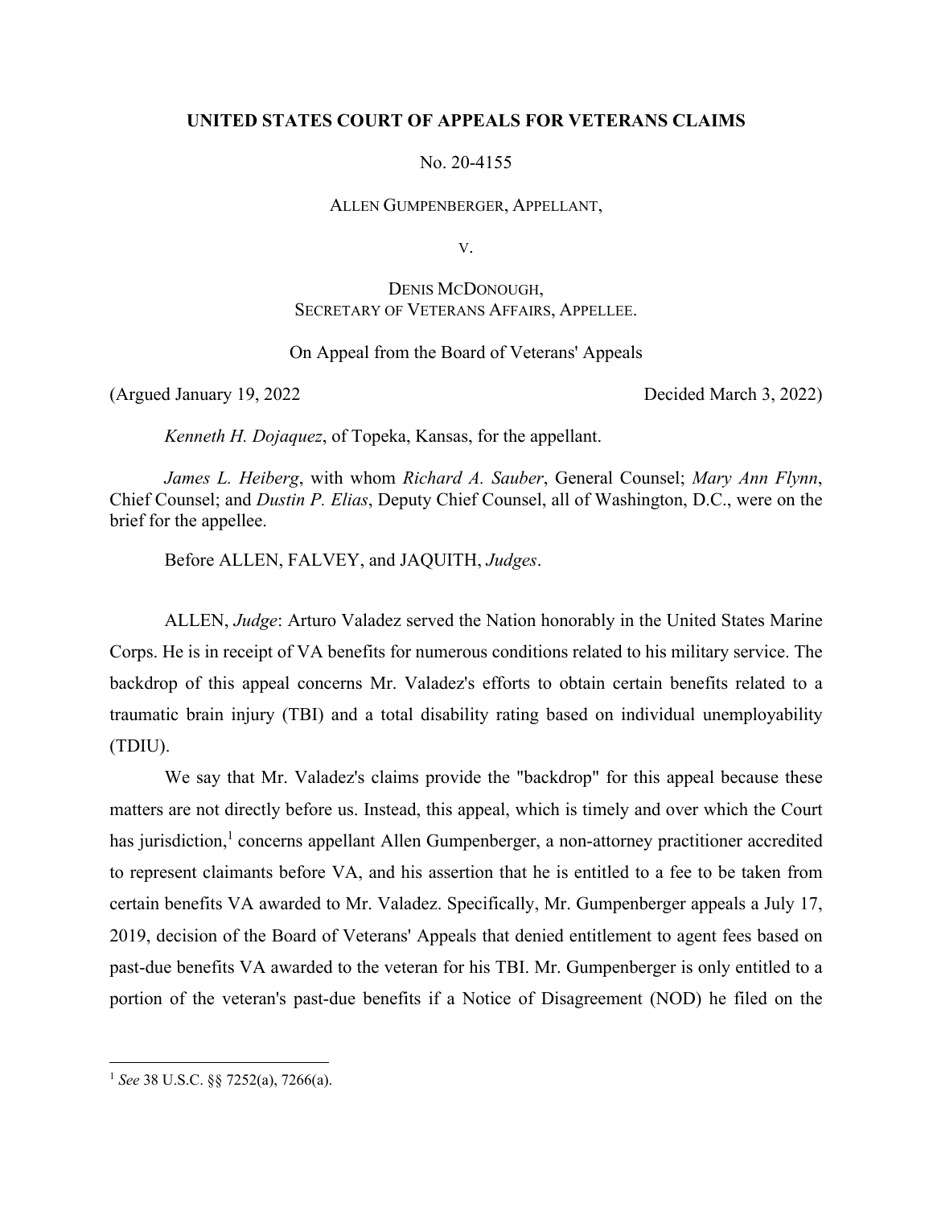**UNITED STATES COURT OF APPEALS FOR VETERANS CLAIMS**

No. 20-4155

ALLEN GUMPENBERGER, APPELLANT,

V.

DENIS MCDONOUGH,
SECRETARY OF VETERANS AFFAIRS, APPELLEE.

On Appeal from the Board of Veterans' Appeals

(Argued January 19, 2022 Decided March 3, 2022)

*Kenneth H. Dojaquez*, of Topeka, Kansas, for the appellant.

*James L. Heiberg*, with whom *Richard A. Sauber*, General Counsel; *Mary Ann Flynn*, Chief Counsel; and *Dustin P. Elias*, Deputy Chief Counsel, all of Washington, D.C., were on the brief for the appellee.

Before ALLEN, FALVEY, and JAQUITH, *Judges*.

ALLEN, *Judge*: Arturo Valadez served the Nation honorably in the United States Marine Corps. He is in receipt of VA benefits for numerous conditions related to his military service. The backdrop of this appeal concerns Mr. Valadez's efforts to obtain certain benefits related to a traumatic brain injury (TBI) and a total disability rating based on individual unemployability (TDIU).

We say that Mr. Valadez's claims provide the "backdrop" for this appeal because these matters are not directly before us. Instead, this appeal, which is timely and over which the Court has jurisdiction,[1] concerns appellant Allen Gumpenberger, a non-attorney practitioner accredited to represent claimants before VA, and his assertion that he is entitled to a fee to be taken from certain benefits VA awarded to Mr. Valadez. Specifically, Mr. Gumpenberger appeals a July 17, 2019, decision of the Board of Veterans' Appeals that denied entitlement to agent fees based on past-due benefits VA awarded to the veteran for his TBI. Mr. Gumpenberger is only entitled to a portion of the veteran's past-due benefits if a Notice of Disagreement (NOD) he filed on the

[1] *See* 38 U.S.C. §§ 7252(a), 7266(a).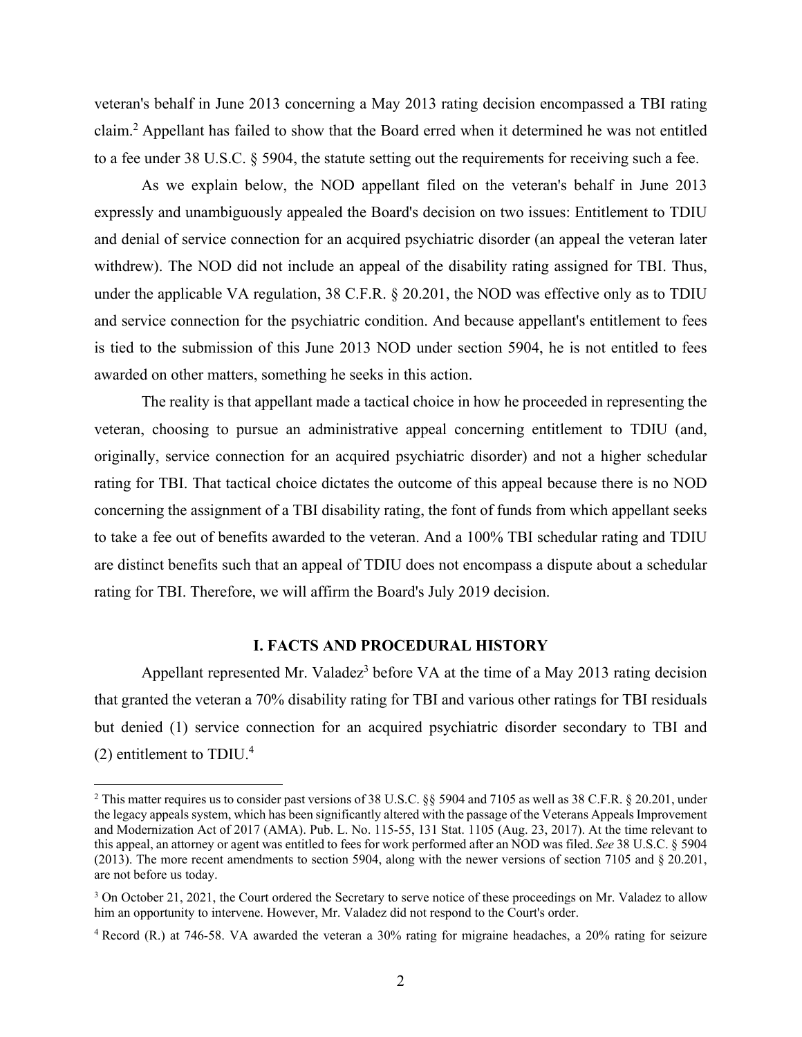veteran's behalf in June 2013 concerning a May 2013 rating decision encompassed a TBI rating claim.[2] Appellant has failed to show that the Board erred when it determined he was not entitled to a fee under 38 U.S.C. § 5904, the statute setting out the requirements for receiving such a fee.

As we explain below, the NOD appellant filed on the veteran's behalf in June 2013 expressly and unambiguously appealed the Board's decision on two issues: Entitlement to TDIU and denial of service connection for an acquired psychiatric disorder (an appeal the veteran later withdrew). The NOD did not include an appeal of the disability rating assigned for TBI. Thus, under the applicable VA regulation, 38 C.F.R. § 20.201, the NOD was effective only as to TDIU and service connection for the psychiatric condition. And because appellant's entitlement to fees is tied to the submission of this June 2013 NOD under section 5904, he is not entitled to fees awarded on other matters, something he seeks in this action.

The reality is that appellant made a tactical choice in how he proceeded in representing the veteran, choosing to pursue an administrative appeal concerning entitlement to TDIU (and, originally, service connection for an acquired psychiatric disorder) and not a higher schedular rating for TBI. That tactical choice dictates the outcome of this appeal because there is no NOD concerning the assignment of a TBI disability rating, the font of funds from which appellant seeks to take a fee out of benefits awarded to the veteran. And a 100% TBI schedular rating and TDIU are distinct benefits such that an appeal of TDIU does not encompass a dispute about a schedular rating for TBI. Therefore, we will affirm the Board's July 2019 decision.

## I. FACTS AND PROCEDURAL HISTORY

Appellant represented Mr. Valadez[3] before VA at the time of a May 2013 rating decision that granted the veteran a 70% disability rating for TBI and various other ratings for TBI residuals but denied (1) service connection for an acquired psychiatric disorder secondary to TBI and (2) entitlement to TDIU.[4]

[2] This matter requires us to consider past versions of 38 U.S.C. §§ 5904 and 7105 as well as 38 C.F.R. § 20.201, under the legacy appeals system, which has been significantly altered with the passage of the Veterans Appeals Improvement and Modernization Act of 2017 (AMA). Pub. L. No. 115-55, 131 Stat. 1105 (Aug. 23, 2017). At the time relevant to this appeal, an attorney or agent was entitled to fees for work performed after an NOD was filed. *See* 38 U.S.C. § 5904 (2013). The more recent amendments to section 5904, along with the newer versions of section 7105 and § 20.201, are not before us today.

[3] On October 21, 2021, the Court ordered the Secretary to serve notice of these proceedings on Mr. Valadez to allow him an opportunity to intervene. However, Mr. Valadez did not respond to the Court's order.

[4] Record (R.) at 746-58. VA awarded the veteran a 30% rating for migraine headaches, a 20% rating for seizure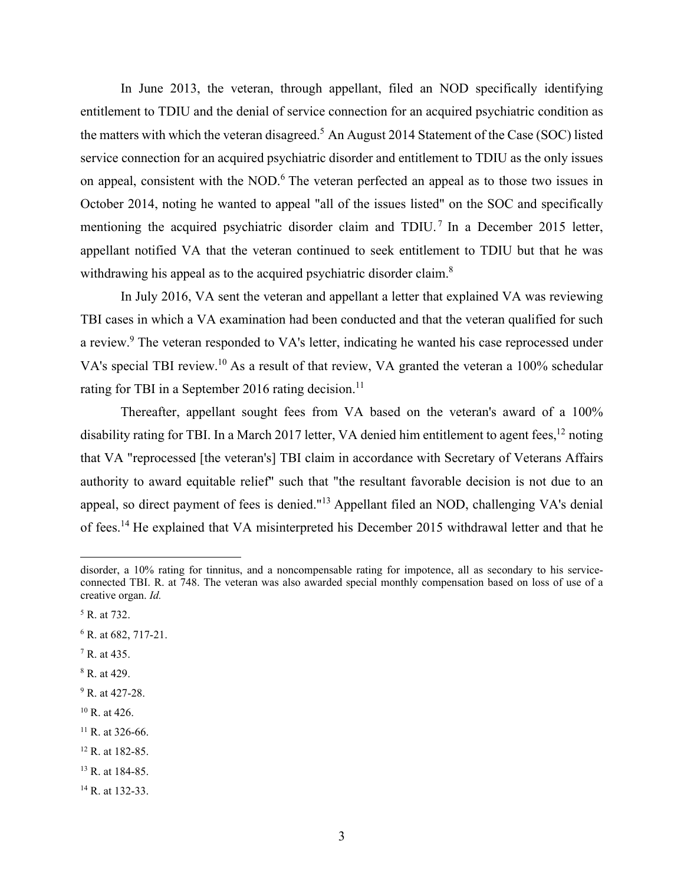In June 2013, the veteran, through appellant, filed an NOD specifically identifying entitlement to TDIU and the denial of service connection for an acquired psychiatric condition as the matters with which the veteran disagreed.[5] An August 2014 Statement of the Case (SOC) listed service connection for an acquired psychiatric disorder and entitlement to TDIU as the only issues on appeal, consistent with the NOD.[6] The veteran perfected an appeal as to those two issues in October 2014, noting he wanted to appeal "all of the issues listed" on the SOC and specifically mentioning the acquired psychiatric disorder claim and TDIU.[7] In a December 2015 letter, appellant notified VA that the veteran continued to seek entitlement to TDIU but that he was withdrawing his appeal as to the acquired psychiatric disorder claim.[8]

In July 2016, VA sent the veteran and appellant a letter that explained VA was reviewing TBI cases in which a VA examination had been conducted and that the veteran qualified for such a review.[9] The veteran responded to VA's letter, indicating he wanted his case reprocessed under VA's special TBI review.[10] As a result of that review, VA granted the veteran a 100% schedular rating for TBI in a September 2016 rating decision.[11]

Thereafter, appellant sought fees from VA based on the veteran's award of a 100% disability rating for TBI. In a March 2017 letter, VA denied him entitlement to agent fees,[12] noting that VA "reprocessed [the veteran's] TBI claim in accordance with Secretary of Veterans Affairs authority to award equitable relief" such that "the resultant favorable decision is not due to an appeal, so direct payment of fees is denied."[13] Appellant filed an NOD, challenging VA's denial of fees.[14] He explained that VA misinterpreted his December 2015 withdrawal letter and that he

---

disorder, a 10% rating for tinnitus, and a noncompensable rating for impotence, all as secondary to his service-connected TBI. R. at 748. The veteran was also awarded special monthly compensation based on loss of use of a creative organ. *Id.*

[5] R. at 732.

[6] R. at 682, 717-21.

[7] R. at 435.

[8] R. at 429.

[9] R. at 427-28.

[10] R. at 426.

[11] R. at 326-66.

[12] R. at 182-85.

[13] R. at 184-85.

[14] R. at 132-33.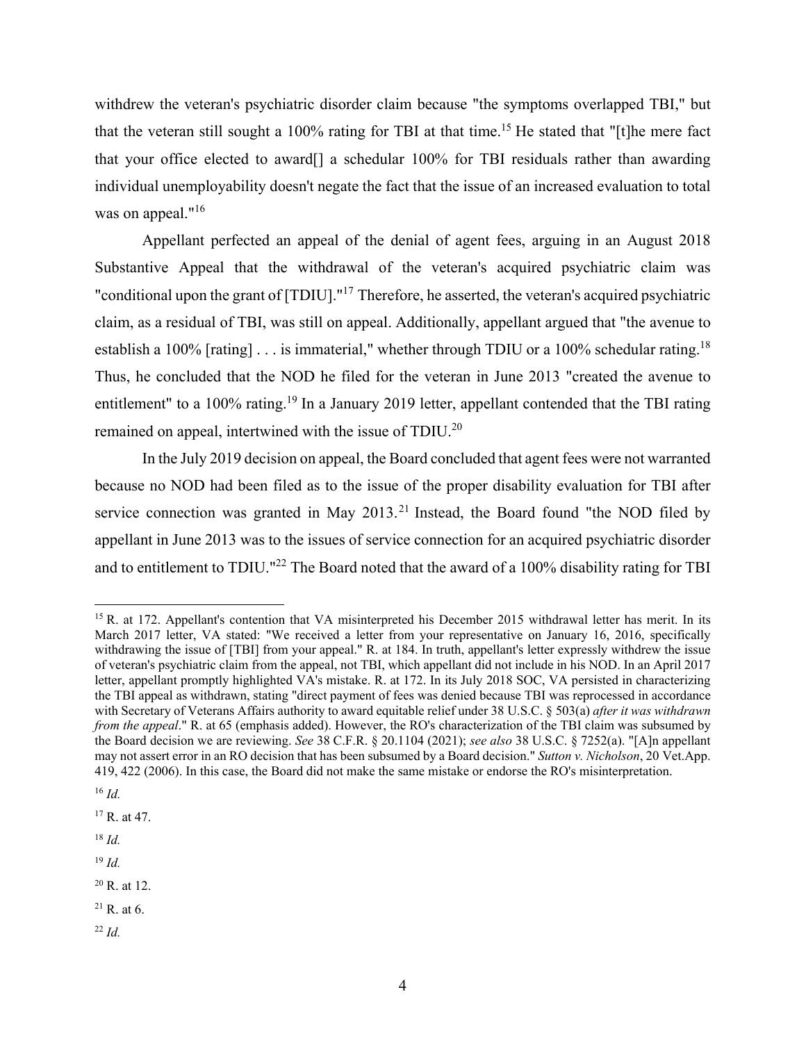withdrew the veteran's psychiatric disorder claim because "the symptoms overlapped TBI," but that the veteran still sought a 100% rating for TBI at that time.[15] He stated that "[t]he mere fact that your office elected to award[] a schedular 100% for TBI residuals rather than awarding individual unemployability doesn't negate the fact that the issue of an increased evaluation to total was on appeal."[16]

Appellant perfected an appeal of the denial of agent fees, arguing in an August 2018 Substantive Appeal that the withdrawal of the veteran's acquired psychiatric claim was "conditional upon the grant of [TDIU]."[17] Therefore, he asserted, the veteran's acquired psychiatric claim, as a residual of TBI, was still on appeal. Additionally, appellant argued that "the avenue to establish a 100% [rating] . . . is immaterial," whether through TDIU or a 100% schedular rating.[18] Thus, he concluded that the NOD he filed for the veteran in June 2013 "created the avenue to entitlement" to a 100% rating.[19] In a January 2019 letter, appellant contended that the TBI rating remained on appeal, intertwined with the issue of TDIU.[20]

In the July 2019 decision on appeal, the Board concluded that agent fees were not warranted because no NOD had been filed as to the issue of the proper disability evaluation for TBI after service connection was granted in May 2013.[21] Instead, the Board found "the NOD filed by appellant in June 2013 was to the issues of service connection for an acquired psychiatric disorder and to entitlement to TDIU."[22] The Board noted that the award of a 100% disability rating for TBI

---

[15] R. at 172. Appellant's contention that VA misinterpreted his December 2015 withdrawal letter has merit. In its March 2017 letter, VA stated: "We received a letter from your representative on January 16, 2016, specifically withdrawing the issue of [TBI] from your appeal." R. at 184. In truth, appellant's letter expressly withdrew the issue of veteran's psychiatric claim from the appeal, not TBI, which appellant did not include in his NOD. In an April 2017 letter, appellant promptly highlighted VA's mistake. R. at 172. In its July 2018 SOC, VA persisted in characterizing the TBI appeal as withdrawn, stating "direct payment of fees was denied because TBI was reprocessed in accordance with Secretary of Veterans Affairs authority to award equitable relief under 38 U.S.C. § 503(a) *after it was withdrawn from the appeal*." R. at 65 (emphasis added). However, the RO's characterization of the TBI claim was subsumed by the Board decision we are reviewing. *See* 38 C.F.R. § 20.1104 (2021); *see also* 38 U.S.C. § 7252(a). "[A]n appellant may not assert error in an RO decision that has been subsumed by a Board decision." *Sutton v. Nicholson*, 20 Vet.App. 419, 422 (2006). In this case, the Board did not make the same mistake or endorse the RO's misinterpretation.

[16] *Id.*

[17] R. at 47.

[18] *Id.*

[19] *Id.*

[20] R. at 12.

[21] R. at 6.

[22] *Id.*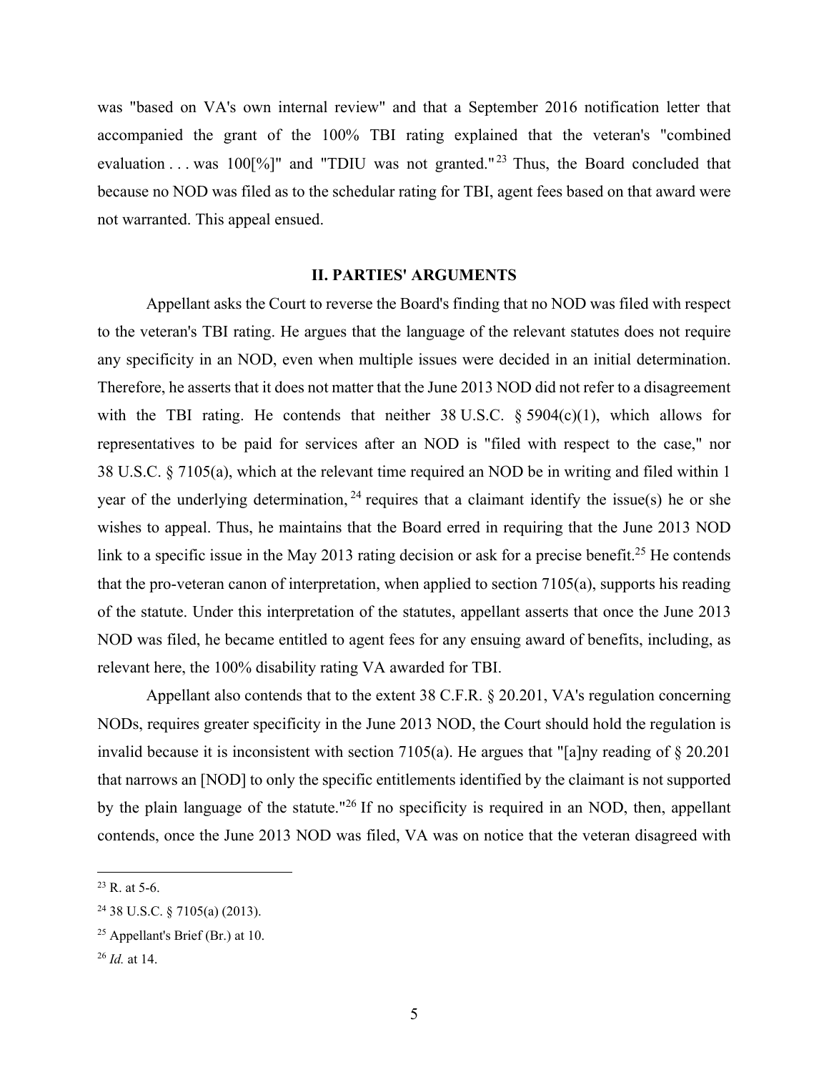was "based on VA's own internal review" and that a September 2016 notification letter that accompanied the grant of the 100% TBI rating explained that the veteran's "combined evaluation . . . was 100[%]" and "TDIU was not granted."[23] Thus, the Board concluded that because no NOD was filed as to the schedular rating for TBI, agent fees based on that award were not warranted. This appeal ensued.

## II. PARTIES' ARGUMENTS

Appellant asks the Court to reverse the Board's finding that no NOD was filed with respect to the veteran's TBI rating. He argues that the language of the relevant statutes does not require any specificity in an NOD, even when multiple issues were decided in an initial determination. Therefore, he asserts that it does not matter that the June 2013 NOD did not refer to a disagreement with the TBI rating. He contends that neither 38 U.S.C. § 5904(c)(1), which allows for representatives to be paid for services after an NOD is "filed with respect to the case," nor 38 U.S.C. § 7105(a), which at the relevant time required an NOD be in writing and filed within 1 year of the underlying determination,[24] requires that a claimant identify the issue(s) he or she wishes to appeal. Thus, he maintains that the Board erred in requiring that the June 2013 NOD link to a specific issue in the May 2013 rating decision or ask for a precise benefit.[25] He contends that the pro-veteran canon of interpretation, when applied to section 7105(a), supports his reading of the statute. Under this interpretation of the statutes, appellant asserts that once the June 2013 NOD was filed, he became entitled to agent fees for any ensuing award of benefits, including, as relevant here, the 100% disability rating VA awarded for TBI.

Appellant also contends that to the extent 38 C.F.R. § 20.201, VA's regulation concerning NODs, requires greater specificity in the June 2013 NOD, the Court should hold the regulation is invalid because it is inconsistent with section 7105(a). He argues that "[a]ny reading of § 20.201 that narrows an [NOD] to only the specific entitlements identified by the claimant is not supported by the plain language of the statute."[26] If no specificity is required in an NOD, then, appellant contends, once the June 2013 NOD was filed, VA was on notice that the veteran disagreed with

---

[23] R. at 5-6.

[24] 38 U.S.C. § 7105(a) (2013).

[25] Appellant's Brief (Br.) at 10.

[26] *Id.* at 14.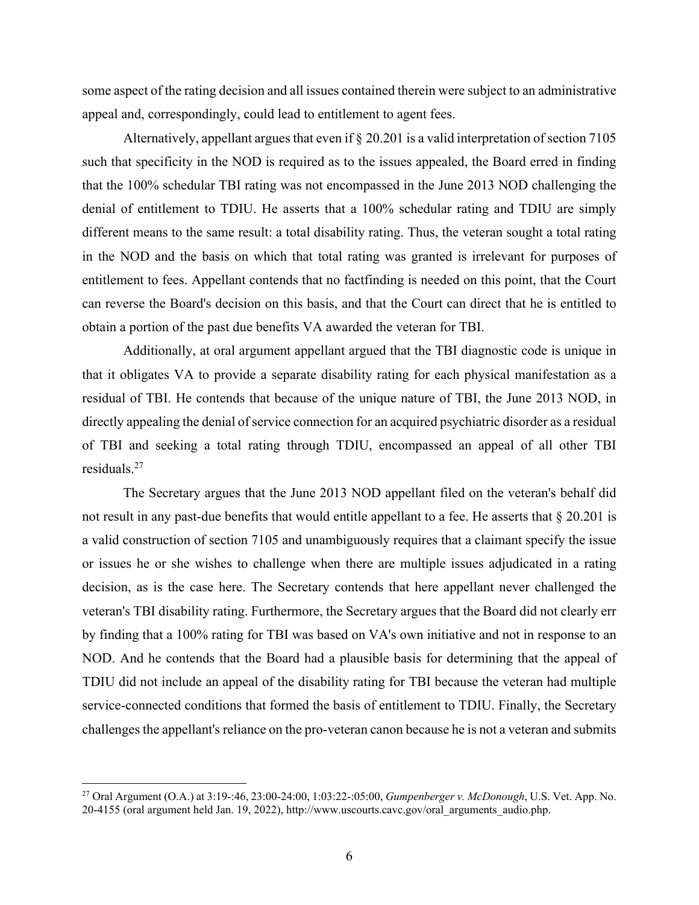some aspect of the rating decision and all issues contained therein were subject to an administrative appeal and, correspondingly, could lead to entitlement to agent fees.

Alternatively, appellant argues that even if § 20.201 is a valid interpretation of section 7105 such that specificity in the NOD is required as to the issues appealed, the Board erred in finding that the 100% schedular TBI rating was not encompassed in the June 2013 NOD challenging the denial of entitlement to TDIU. He asserts that a 100% schedular rating and TDIU are simply different means to the same result: a total disability rating. Thus, the veteran sought a total rating in the NOD and the basis on which that total rating was granted is irrelevant for purposes of entitlement to fees. Appellant contends that no factfinding is needed on this point, that the Court can reverse the Board's decision on this basis, and that the Court can direct that he is entitled to obtain a portion of the past due benefits VA awarded the veteran for TBI.

Additionally, at oral argument appellant argued that the TBI diagnostic code is unique in that it obligates VA to provide a separate disability rating for each physical manifestation as a residual of TBI. He contends that because of the unique nature of TBI, the June 2013 NOD, in directly appealing the denial of service connection for an acquired psychiatric disorder as a residual of TBI and seeking a total rating through TDIU, encompassed an appeal of all other TBI residuals.[27]

The Secretary argues that the June 2013 NOD appellant filed on the veteran's behalf did not result in any past-due benefits that would entitle appellant to a fee. He asserts that § 20.201 is a valid construction of section 7105 and unambiguously requires that a claimant specify the issue or issues he or she wishes to challenge when there are multiple issues adjudicated in a rating decision, as is the case here. The Secretary contends that here appellant never challenged the veteran's TBI disability rating. Furthermore, the Secretary argues that the Board did not clearly err by finding that a 100% rating for TBI was based on VA's own initiative and not in response to an NOD. And he contends that the Board had a plausible basis for determining that the appeal of TDIU did not include an appeal of the disability rating for TBI because the veteran had multiple service-connected conditions that formed the basis of entitlement to TDIU. Finally, the Secretary challenges the appellant's reliance on the pro-veteran canon because he is not a veteran and submits

[27] Oral Argument (O.A.) at 3:19-:46, 23:00-24:00, 1:03:22-:05:00, *Gumpenberger v. McDonough*, U.S. Vet. App. No. 20-4155 (oral argument held Jan. 19, 2022), http://www.uscourts.cavc.gov/oral_arguments_audio.php.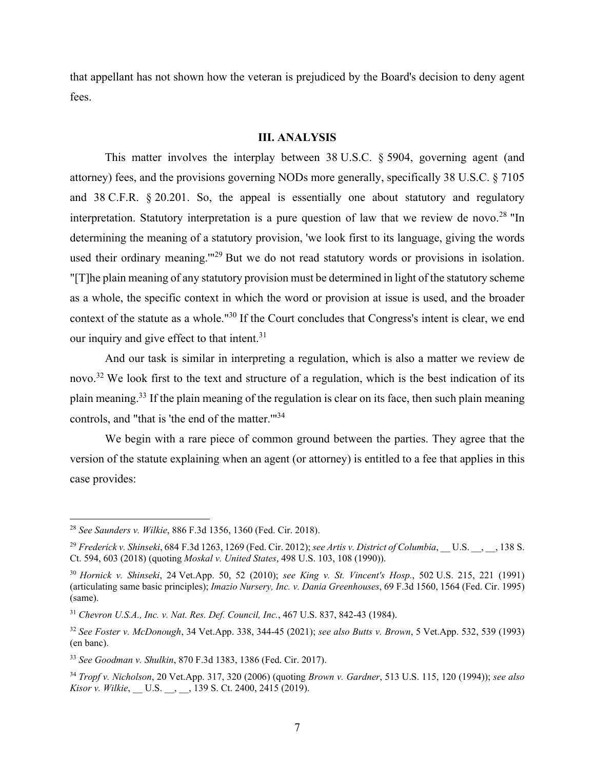that appellant has not shown how the veteran is prejudiced by the Board's decision to deny agent fees.

## III. ANALYSIS

This matter involves the interplay between 38 U.S.C. § 5904, governing agent (and attorney) fees, and the provisions governing NODs more generally, specifically 38 U.S.C. § 7105 and 38 C.F.R. § 20.201. So, the appeal is essentially one about statutory and regulatory interpretation. Statutory interpretation is a pure question of law that we review de novo.[28] "In determining the meaning of a statutory provision, 'we look first to its language, giving the words used their ordinary meaning.'"[29] But we do not read statutory words or provisions in isolation. "[T]he plain meaning of any statutory provision must be determined in light of the statutory scheme as a whole, the specific context in which the word or provision at issue is used, and the broader context of the statute as a whole."[30] If the Court concludes that Congress's intent is clear, we end our inquiry and give effect to that intent.[31]

And our task is similar in interpreting a regulation, which is also a matter we review de novo.[32] We look first to the text and structure of a regulation, which is the best indication of its plain meaning.[33] If the plain meaning of the regulation is clear on its face, then such plain meaning controls, and "that is 'the end of the matter.'"[34]

We begin with a rare piece of common ground between the parties. They agree that the version of the statute explaining when an agent (or attorney) is entitled to a fee that applies in this case provides:

---

[28] *See Saunders v. Wilkie*, 886 F.3d 1356, 1360 (Fed. Cir. 2018).

[29] *Frederick v. Shinseki*, 684 F.3d 1263, 1269 (Fed. Cir. 2012); *see Artis v. District of Columbia*, __ U.S. __, __, 138 S. Ct. 594, 603 (2018) (quoting *Moskal v. United States*, 498 U.S. 103, 108 (1990)).

[30] *Hornick v. Shinseki*, 24 Vet.App. 50, 52 (2010); *see King v. St. Vincent's Hosp.*, 502 U.S. 215, 221 (1991) (articulating same basic principles); *Imazio Nursery, Inc. v. Dania Greenhouses*, 69 F.3d 1560, 1564 (Fed. Cir. 1995) (same).

[31] *Chevron U.S.A., Inc. v. Nat. Res. Def. Council, Inc.*, 467 U.S. 837, 842-43 (1984).

[32] *See Foster v. McDonough*, 34 Vet.App. 338, 344-45 (2021); *see also Butts v. Brown*, 5 Vet.App. 532, 539 (1993) (en banc).

[33] *See Goodman v. Shulkin*, 870 F.3d 1383, 1386 (Fed. Cir. 2017).

[34] *Tropf v. Nicholson*, 20 Vet.App. 317, 320 (2006) (quoting *Brown v. Gardner*, 513 U.S. 115, 120 (1994)); *see also Kisor v. Wilkie*, __ U.S. __, __, 139 S. Ct. 2400, 2415 (2019).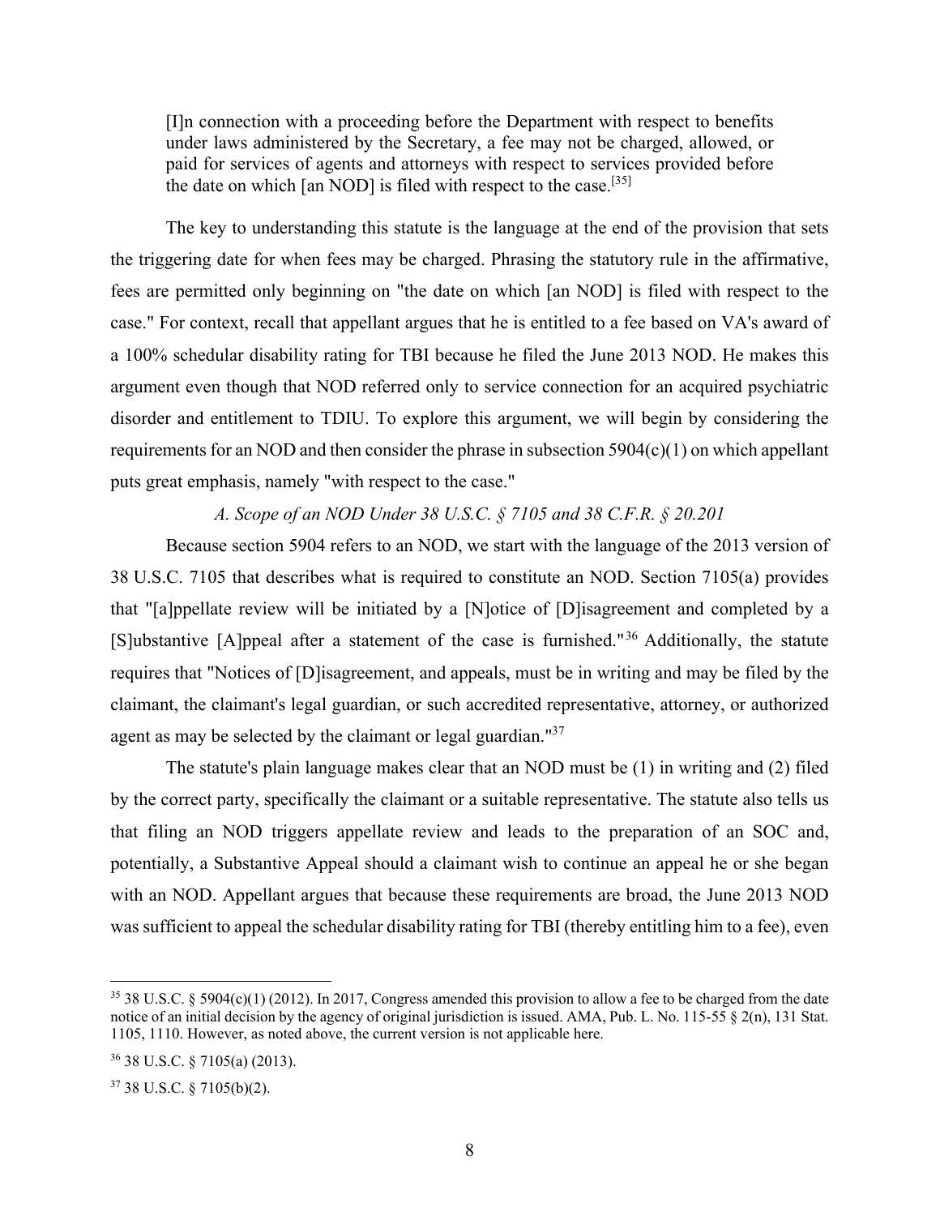> [I]n connection with a proceeding before the Department with respect to benefits under laws administered by the Secretary, a fee may not be charged, allowed, or paid for services of agents and attorneys with respect to services provided before the date on which [an NOD] is filed with respect to the case.[35]

The key to understanding this statute is the language at the end of the provision that sets the triggering date for when fees may be charged. Phrasing the statutory rule in the affirmative, fees are permitted only beginning on "the date on which [an NOD] is filed with respect to the case." For context, recall that appellant argues that he is entitled to a fee based on VA's award of a 100% schedular disability rating for TBI because he filed the June 2013 NOD. He makes this argument even though that NOD referred only to service connection for an acquired psychiatric disorder and entitlement to TDIU. To explore this argument, we will begin by considering the requirements for an NOD and then consider the phrase in subsection 5904(c)(1) on which appellant puts great emphasis, namely "with respect to the case."

*A. Scope of an NOD Under 38 U.S.C. § 7105 and 38 C.F.R. § 20.201*

Because section 5904 refers to an NOD, we start with the language of the 2013 version of 38 U.S.C. 7105 that describes what is required to constitute an NOD. Section 7105(a) provides that "[a]ppellate review will be initiated by a [N]otice of [D]isagreement and completed by a [S]ubstantive [A]ppeal after a statement of the case is furnished."[36] Additionally, the statute requires that "Notices of [D]isagreement, and appeals, must be in writing and may be filed by the claimant, the claimant's legal guardian, or such accredited representative, attorney, or authorized agent as may be selected by the claimant or legal guardian."[37]

The statute's plain language makes clear that an NOD must be (1) in writing and (2) filed by the correct party, specifically the claimant or a suitable representative. The statute also tells us that filing an NOD triggers appellate review and leads to the preparation of an SOC and, potentially, a Substantive Appeal should a claimant wish to continue an appeal he or she began with an NOD. Appellant argues that because these requirements are broad, the June 2013 NOD was sufficient to appeal the schedular disability rating for TBI (thereby entitling him to a fee), even

---

[35] 38 U.S.C. § 5904(c)(1) (2012). In 2017, Congress amended this provision to allow a fee to be charged from the date notice of an initial decision by the agency of original jurisdiction is issued. AMA, Pub. L. No. 115-55 § 2(n), 131 Stat. 1105, 1110. However, as noted above, the current version is not applicable here.

[36] 38 U.S.C. § 7105(a) (2013).

[37] 38 U.S.C. § 7105(b)(2).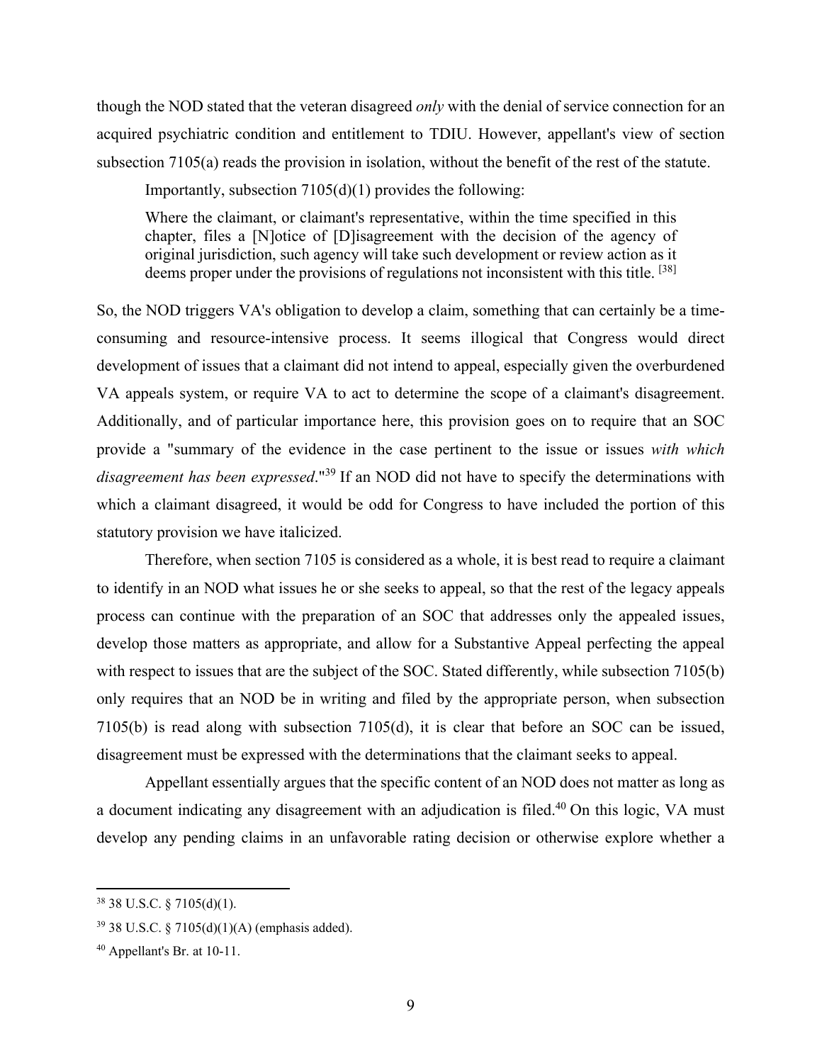though the NOD stated that the veteran disagreed *only* with the denial of service connection for an acquired psychiatric condition and entitlement to TDIU. However, appellant's view of section subsection 7105(a) reads the provision in isolation, without the benefit of the rest of the statute.

Importantly, subsection 7105(d)(1) provides the following:

> Where the claimant, or claimant's representative, within the time specified in this chapter, files a [N]otice of [D]isagreement with the decision of the agency of original jurisdiction, such agency will take such development or review action as it deems proper under the provisions of regulations not inconsistent with this title. [38]

So, the NOD triggers VA's obligation to develop a claim, something that can certainly be a time-consuming and resource-intensive process. It seems illogical that Congress would direct development of issues that a claimant did not intend to appeal, especially given the overburdened VA appeals system, or require VA to act to determine the scope of a claimant's disagreement. Additionally, and of particular importance here, this provision goes on to require that an SOC provide a "summary of the evidence in the case pertinent to the issue or issues *with which disagreement has been expressed*."[39] If an NOD did not have to specify the determinations with which a claimant disagreed, it would be odd for Congress to have included the portion of this statutory provision we have italicized.

Therefore, when section 7105 is considered as a whole, it is best read to require a claimant to identify in an NOD what issues he or she seeks to appeal, so that the rest of the legacy appeals process can continue with the preparation of an SOC that addresses only the appealed issues, develop those matters as appropriate, and allow for a Substantive Appeal perfecting the appeal with respect to issues that are the subject of the SOC. Stated differently, while subsection 7105(b) only requires that an NOD be in writing and filed by the appropriate person, when subsection 7105(b) is read along with subsection 7105(d), it is clear that before an SOC can be issued, disagreement must be expressed with the determinations that the claimant seeks to appeal.

Appellant essentially argues that the specific content of an NOD does not matter as long as a document indicating any disagreement with an adjudication is filed.[40] On this logic, VA must develop any pending claims in an unfavorable rating decision or otherwise explore whether a

---

[38] 38 U.S.C. § 7105(d)(1).

[39] 38 U.S.C. § 7105(d)(1)(A) (emphasis added).

[40] Appellant's Br. at 10-11.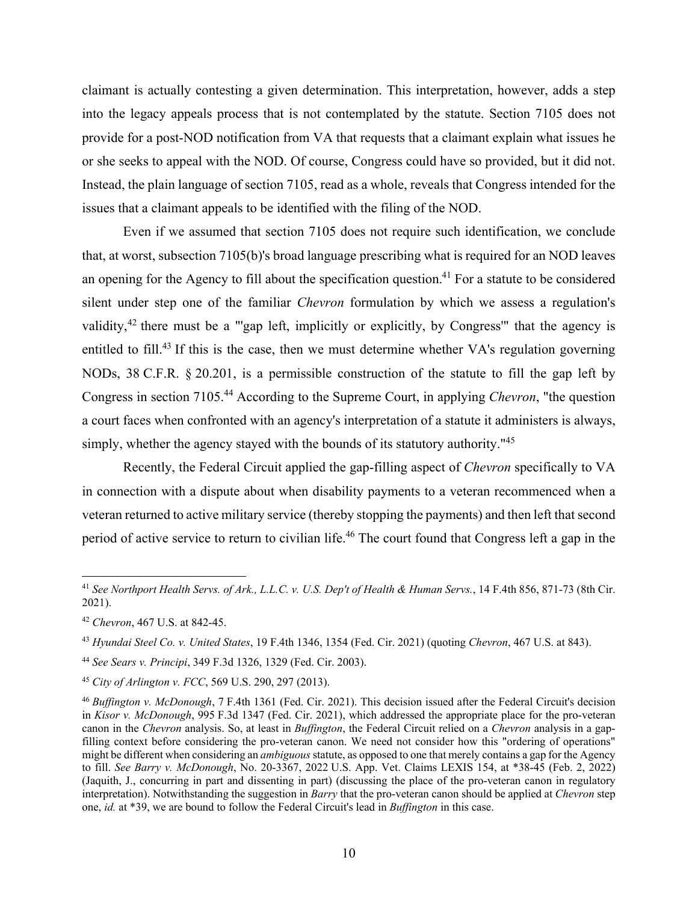claimant is actually contesting a given determination. This interpretation, however, adds a step into the legacy appeals process that is not contemplated by the statute. Section 7105 does not provide for a post-NOD notification from VA that requests that a claimant explain what issues he or she seeks to appeal with the NOD. Of course, Congress could have so provided, but it did not. Instead, the plain language of section 7105, read as a whole, reveals that Congress intended for the issues that a claimant appeals to be identified with the filing of the NOD.

Even if we assumed that section 7105 does not require such identification, we conclude that, at worst, subsection 7105(b)'s broad language prescribing what is required for an NOD leaves an opening for the Agency to fill about the specification question.[41] For a statute to be considered silent under step one of the familiar *Chevron* formulation by which we assess a regulation's validity,[42] there must be a "'gap left, implicitly or explicitly, by Congress'" that the agency is entitled to fill.[43] If this is the case, then we must determine whether VA's regulation governing NODs, 38 C.F.R. § 20.201, is a permissible construction of the statute to fill the gap left by Congress in section 7105.[44] According to the Supreme Court, in applying *Chevron*, "the question a court faces when confronted with an agency's interpretation of a statute it administers is always, simply, whether the agency stayed with the bounds of its statutory authority."[45]

Recently, the Federal Circuit applied the gap-filling aspect of *Chevron* specifically to VA in connection with a dispute about when disability payments to a veteran recommenced when a veteran returned to active military service (thereby stopping the payments) and then left that second period of active service to return to civilian life.[46] The court found that Congress left a gap in the

---

[41] *See Northport Health Servs. of Ark., L.L.C. v. U.S. Dep't of Health & Human Servs.*, 14 F.4th 856, 871-73 (8th Cir. 2021).

[42] *Chevron*, 467 U.S. at 842-45.

[43] *Hyundai Steel Co. v. United States*, 19 F.4th 1346, 1354 (Fed. Cir. 2021) (quoting *Chevron*, 467 U.S. at 843).

[44] *See Sears v. Principi*, 349 F.3d 1326, 1329 (Fed. Cir. 2003).

[45] *City of Arlington v. FCC*, 569 U.S. 290, 297 (2013).

[46] *Buffington v. McDonough*, 7 F.4th 1361 (Fed. Cir. 2021). This decision issued after the Federal Circuit's decision in *Kisor v. McDonough*, 995 F.3d 1347 (Fed. Cir. 2021), which addressed the appropriate place for the pro-veteran canon in the *Chevron* analysis. So, at least in *Buffington*, the Federal Circuit relied on a *Chevron* analysis in a gap-filling context before considering the pro-veteran canon. We need not consider how this "ordering of operations" might be different when considering an *ambiguous* statute, as opposed to one that merely contains a gap for the Agency to fill. *See Barry v. McDonough*, No. 20-3367, 2022 U.S. App. Vet. Claims LEXIS 154, at *38-45 (Feb. 2, 2022) (Jaquith, J., concurring in part and dissenting in part) (discussing the place of the pro-veteran canon in regulatory interpretation). Notwithstanding the suggestion in *Barry* that the pro-veteran canon should be applied at *Chevron* step one, *id.* at *39, we are bound to follow the Federal Circuit's lead in *Buffington* in this case.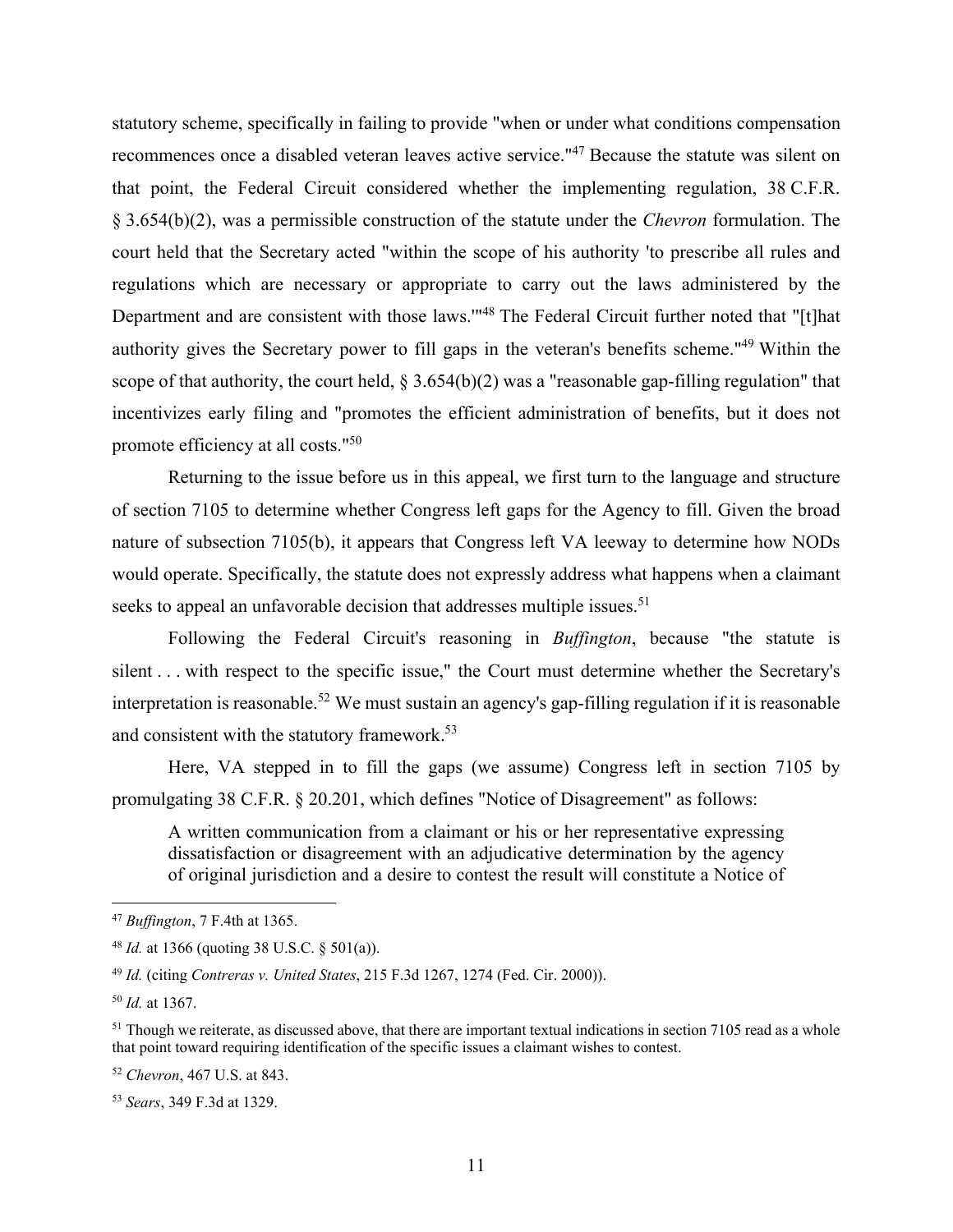statutory scheme, specifically in failing to provide "when or under what conditions compensation recommences once a disabled veteran leaves active service."[47] Because the statute was silent on that point, the Federal Circuit considered whether the implementing regulation, 38 C.F.R. § 3.654(b)(2), was a permissible construction of the statute under the *Chevron* formulation. The court held that the Secretary acted "within the scope of his authority 'to prescribe all rules and regulations which are necessary or appropriate to carry out the laws administered by the Department and are consistent with those laws.'"[48] The Federal Circuit further noted that "[t]hat authority gives the Secretary power to fill gaps in the veteran's benefits scheme."[49] Within the scope of that authority, the court held, § 3.654(b)(2) was a "reasonable gap-filling regulation" that incentivizes early filing and "promotes the efficient administration of benefits, but it does not promote efficiency at all costs."[50]

Returning to the issue before us in this appeal, we first turn to the language and structure of section 7105 to determine whether Congress left gaps for the Agency to fill. Given the broad nature of subsection 7105(b), it appears that Congress left VA leeway to determine how NODs would operate. Specifically, the statute does not expressly address what happens when a claimant seeks to appeal an unfavorable decision that addresses multiple issues.[51]

Following the Federal Circuit's reasoning in *Buffington*, because "the statute is silent . . . with respect to the specific issue," the Court must determine whether the Secretary's interpretation is reasonable.[52] We must sustain an agency's gap-filling regulation if it is reasonable and consistent with the statutory framework.[53]

Here, VA stepped in to fill the gaps (we assume) Congress left in section 7105 by promulgating 38 C.F.R. § 20.201, which defines "Notice of Disagreement" as follows:

> A written communication from a claimant or his or her representative expressing dissatisfaction or disagreement with an adjudicative determination by the agency of original jurisdiction and a desire to contest the result will constitute a Notice of

---

[47] *Buffington*, 7 F.4th at 1365.

[48] *Id.* at 1366 (quoting 38 U.S.C. § 501(a)).

[49] *Id.* (citing *Contreras v. United States*, 215 F.3d 1267, 1274 (Fed. Cir. 2000)).

[50] *Id.* at 1367.

[51] Though we reiterate, as discussed above, that there are important textual indications in section 7105 read as a whole that point toward requiring identification of the specific issues a claimant wishes to contest.

[52] *Chevron*, 467 U.S. at 843.

[53] *Sears*, 349 F.3d at 1329.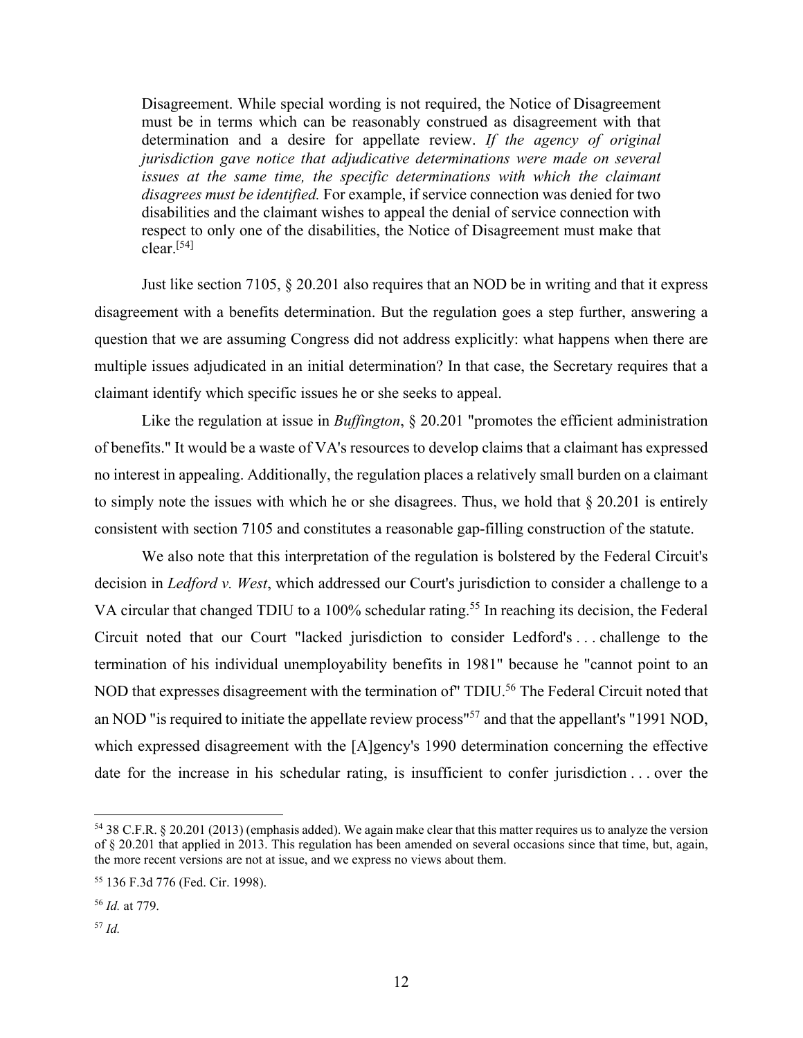> Disagreement. While special wording is not required, the Notice of Disagreement must be in terms which can be reasonably construed as disagreement with that determination and a desire for appellate review. *If the agency of original jurisdiction gave notice that adjudicative determinations were made on several issues at the same time, the specific determinations with which the claimant disagrees must be identified.* For example, if service connection was denied for two disabilities and the claimant wishes to appeal the denial of service connection with respect to only one of the disabilities, the Notice of Disagreement must make that clear.[54]

Just like section 7105, § 20.201 also requires that an NOD be in writing and that it express disagreement with a benefits determination. But the regulation goes a step further, answering a question that we are assuming Congress did not address explicitly: what happens when there are multiple issues adjudicated in an initial determination? In that case, the Secretary requires that a claimant identify which specific issues he or she seeks to appeal.

Like the regulation at issue in *Buffington*, § 20.201 "promotes the efficient administration of benefits." It would be a waste of VA's resources to develop claims that a claimant has expressed no interest in appealing. Additionally, the regulation places a relatively small burden on a claimant to simply note the issues with which he or she disagrees. Thus, we hold that § 20.201 is entirely consistent with section 7105 and constitutes a reasonable gap-filling construction of the statute.

We also note that this interpretation of the regulation is bolstered by the Federal Circuit's decision in *Ledford v. West*, which addressed our Court's jurisdiction to consider a challenge to a VA circular that changed TDIU to a 100% schedular rating.[55] In reaching its decision, the Federal Circuit noted that our Court "lacked jurisdiction to consider Ledford's . . . challenge to the termination of his individual unemployability benefits in 1981" because he "cannot point to an NOD that expresses disagreement with the termination of" TDIU.[56] The Federal Circuit noted that an NOD "is required to initiate the appellate review process"[57] and that the appellant's "1991 NOD, which expressed disagreement with the [A]gency's 1990 determination concerning the effective date for the increase in his schedular rating, is insufficient to confer jurisdiction . . . over the

---

[54] 38 C.F.R. § 20.201 (2013) (emphasis added). We again make clear that this matter requires us to analyze the version of § 20.201 that applied in 2013. This regulation has been amended on several occasions since that time, but, again, the more recent versions are not at issue, and we express no views about them.

[55] 136 F.3d 776 (Fed. Cir. 1998).

[56] *Id.* at 779.

[57] *Id.*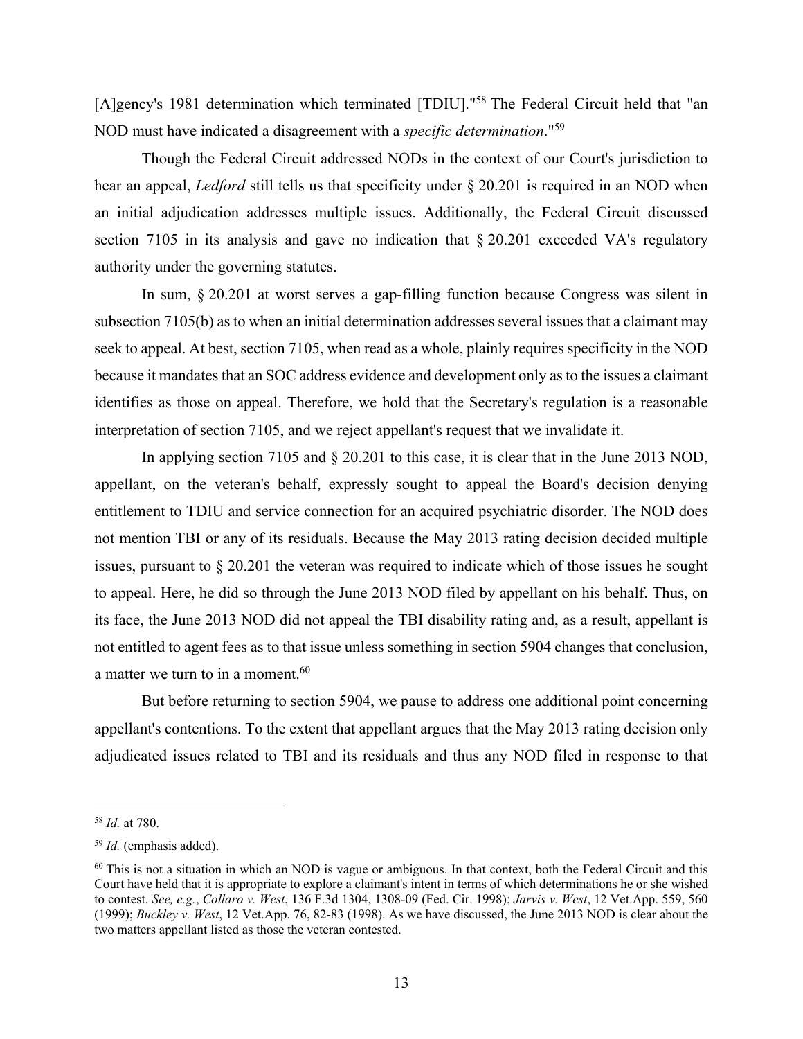[A]gency's 1981 determination which terminated [TDIU]."[58] The Federal Circuit held that "an NOD must have indicated a disagreement with a *specific determination*."[59]

Though the Federal Circuit addressed NODs in the context of our Court's jurisdiction to hear an appeal, *Ledford* still tells us that specificity under § 20.201 is required in an NOD when an initial adjudication addresses multiple issues. Additionally, the Federal Circuit discussed section 7105 in its analysis and gave no indication that § 20.201 exceeded VA's regulatory authority under the governing statutes.

In sum, § 20.201 at worst serves a gap-filling function because Congress was silent in subsection 7105(b) as to when an initial determination addresses several issues that a claimant may seek to appeal. At best, section 7105, when read as a whole, plainly requires specificity in the NOD because it mandates that an SOC address evidence and development only as to the issues a claimant identifies as those on appeal. Therefore, we hold that the Secretary's regulation is a reasonable interpretation of section 7105, and we reject appellant's request that we invalidate it.

In applying section 7105 and § 20.201 to this case, it is clear that in the June 2013 NOD, appellant, on the veteran's behalf, expressly sought to appeal the Board's decision denying entitlement to TDIU and service connection for an acquired psychiatric disorder. The NOD does not mention TBI or any of its residuals. Because the May 2013 rating decision decided multiple issues, pursuant to § 20.201 the veteran was required to indicate which of those issues he sought to appeal. Here, he did so through the June 2013 NOD filed by appellant on his behalf. Thus, on its face, the June 2013 NOD did not appeal the TBI disability rating and, as a result, appellant is not entitled to agent fees as to that issue unless something in section 5904 changes that conclusion, a matter we turn to in a moment.[60]

But before returning to section 5904, we pause to address one additional point concerning appellant's contentions. To the extent that appellant argues that the May 2013 rating decision only adjudicated issues related to TBI and its residuals and thus any NOD filed in response to that

---

[58] *Id.* at 780.

[59] *Id.* (emphasis added).

[60] This is not a situation in which an NOD is vague or ambiguous. In that context, both the Federal Circuit and this Court have held that it is appropriate to explore a claimant's intent in terms of which determinations he or she wished to contest. *See, e.g.*, *Collaro v. West*, 136 F.3d 1304, 1308-09 (Fed. Cir. 1998); *Jarvis v. West*, 12 Vet.App. 559, 560 (1999); *Buckley v. West*, 12 Vet.App. 76, 82-83 (1998). As we have discussed, the June 2013 NOD is clear about the two matters appellant listed as those the veteran contested.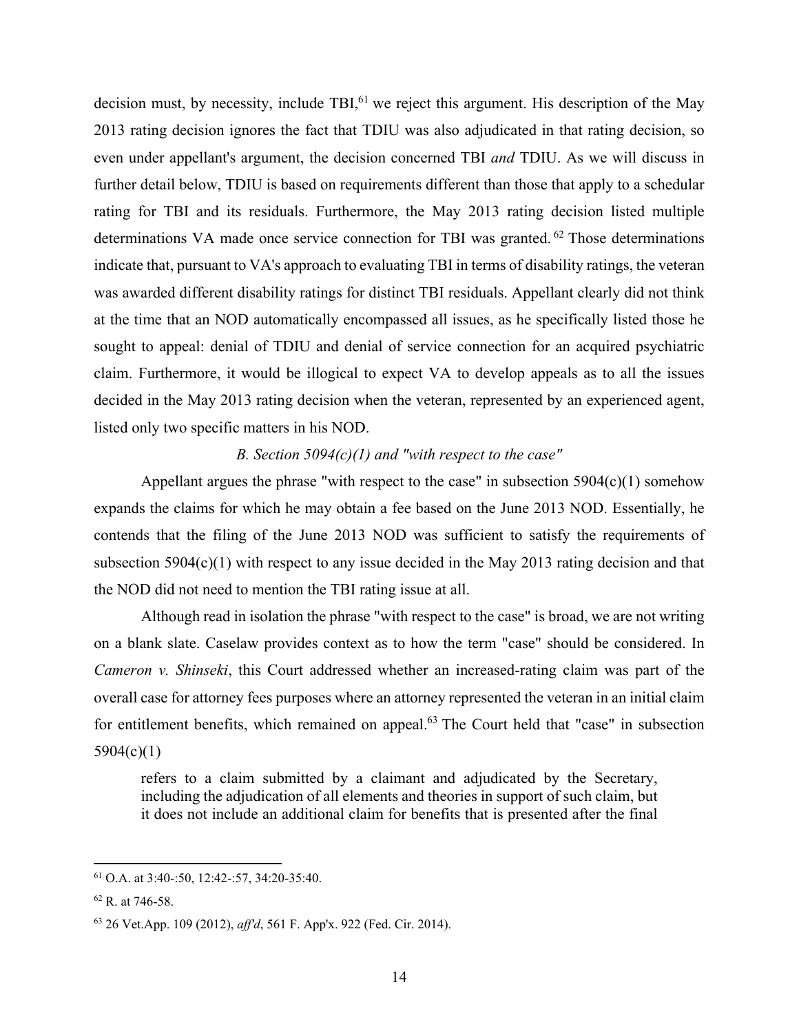decision must, by necessity, include TBI,[61] we reject this argument. His description of the May 2013 rating decision ignores the fact that TDIU was also adjudicated in that rating decision, so even under appellant's argument, the decision concerned TBI *and* TDIU. As we will discuss in further detail below, TDIU is based on requirements different than those that apply to a schedular rating for TBI and its residuals. Furthermore, the May 2013 rating decision listed multiple determinations VA made once service connection for TBI was granted.[62] Those determinations indicate that, pursuant to VA's approach to evaluating TBI in terms of disability ratings, the veteran was awarded different disability ratings for distinct TBI residuals. Appellant clearly did not think at the time that an NOD automatically encompassed all issues, as he specifically listed those he sought to appeal: denial of TDIU and denial of service connection for an acquired psychiatric claim. Furthermore, it would be illogical to expect VA to develop appeals as to all the issues decided in the May 2013 rating decision when the veteran, represented by an experienced agent, listed only two specific matters in his NOD.

*B. Section 5094(c)(1) and "with respect to the case"*

Appellant argues the phrase "with respect to the case" in subsection 5904(c)(1) somehow expands the claims for which he may obtain a fee based on the June 2013 NOD. Essentially, he contends that the filing of the June 2013 NOD was sufficient to satisfy the requirements of subsection 5904(c)(1) with respect to any issue decided in the May 2013 rating decision and that the NOD did not need to mention the TBI rating issue at all.

Although read in isolation the phrase "with respect to the case" is broad, we are not writing on a blank slate. Caselaw provides context as to how the term "case" should be considered. In *Cameron v. Shinseki*, this Court addressed whether an increased-rating claim was part of the overall case for attorney fees purposes where an attorney represented the veteran in an initial claim for entitlement benefits, which remained on appeal.[63] The Court held that "case" in subsection 5904(c)(1)

> refers to a claim submitted by a claimant and adjudicated by the Secretary, including the adjudication of all elements and theories in support of such claim, but it does not include an additional claim for benefits that is presented after the final

---

[61] O.A. at 3:40-:50, 12:42-:57, 34:20-35:40.

[62] R. at 746-58.

[63] 26 Vet.App. 109 (2012), *aff'd*, 561 F. App'x. 922 (Fed. Cir. 2014).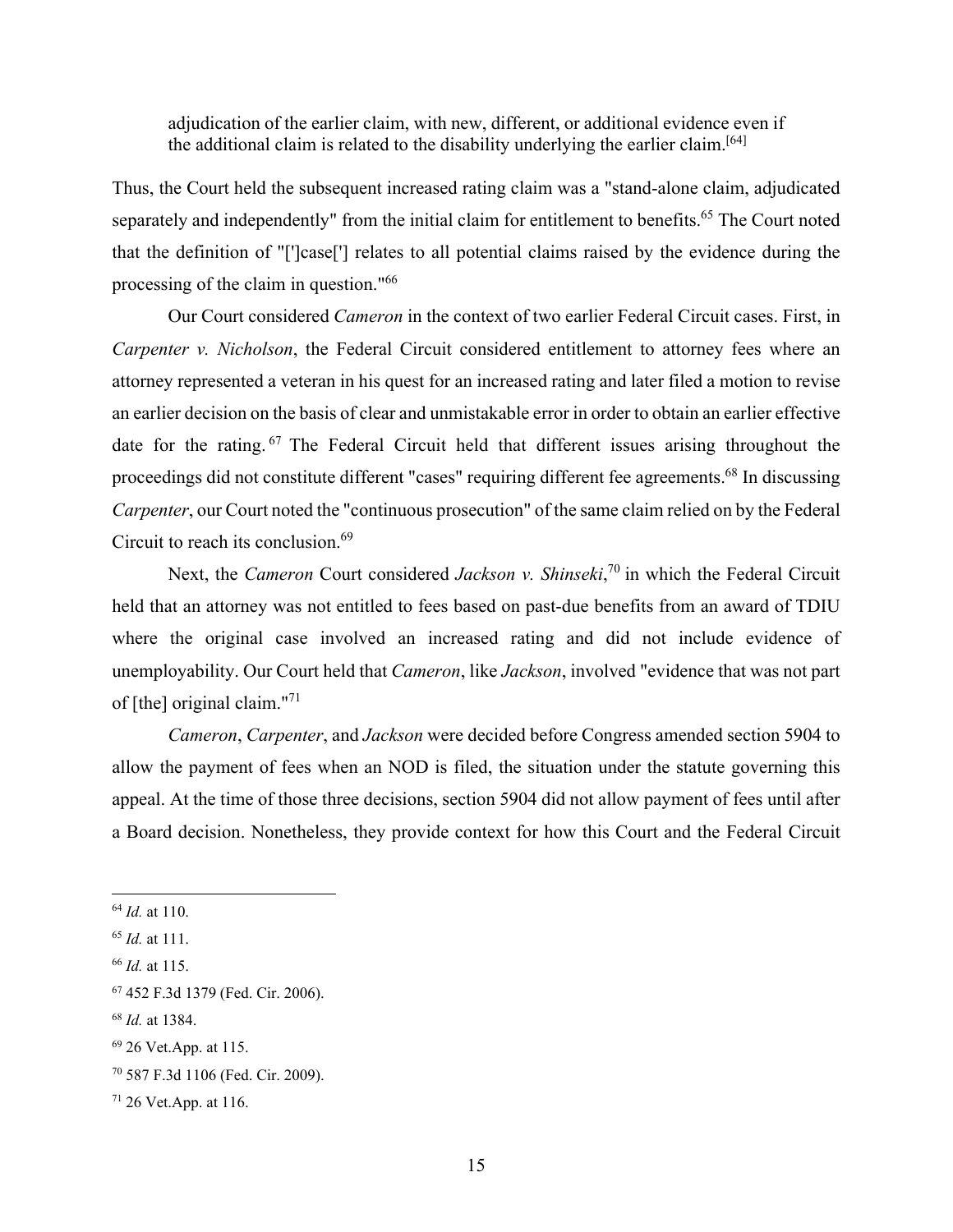> adjudication of the earlier claim, with new, different, or additional evidence even if the additional claim is related to the disability underlying the earlier claim.[64]

Thus, the Court held the subsequent increased rating claim was a "stand-alone claim, adjudicated separately and independently" from the initial claim for entitlement to benefits.[65] The Court noted that the definition of "[']case['] relates to all potential claims raised by the evidence during the processing of the claim in question."[66]

Our Court considered *Cameron* in the context of two earlier Federal Circuit cases. First, in *Carpenter v. Nicholson*, the Federal Circuit considered entitlement to attorney fees where an attorney represented a veteran in his quest for an increased rating and later filed a motion to revise an earlier decision on the basis of clear and unmistakable error in order to obtain an earlier effective date for the rating.[67] The Federal Circuit held that different issues arising throughout the proceedings did not constitute different "cases" requiring different fee agreements.[68] In discussing *Carpenter*, our Court noted the "continuous prosecution" of the same claim relied on by the Federal Circuit to reach its conclusion.[69]

Next, the *Cameron* Court considered *Jackson v. Shinseki*,[70] in which the Federal Circuit held that an attorney was not entitled to fees based on past-due benefits from an award of TDIU where the original case involved an increased rating and did not include evidence of unemployability. Our Court held that *Cameron*, like *Jackson*, involved "evidence that was not part of [the] original claim."[71]

*Cameron*, *Carpenter*, and *Jackson* were decided before Congress amended section 5904 to allow the payment of fees when an NOD is filed, the situation under the statute governing this appeal. At the time of those three decisions, section 5904 did not allow payment of fees until after a Board decision. Nonetheless, they provide context for how this Court and the Federal Circuit

---

[64] *Id.* at 110.

[65] *Id.* at 111.

[66] *Id.* at 115.

[67] 452 F.3d 1379 (Fed. Cir. 2006).

[68] *Id.* at 1384.

[69] 26 Vet.App. at 115.

[70] 587 F.3d 1106 (Fed. Cir. 2009).

[71] 26 Vet.App. at 116.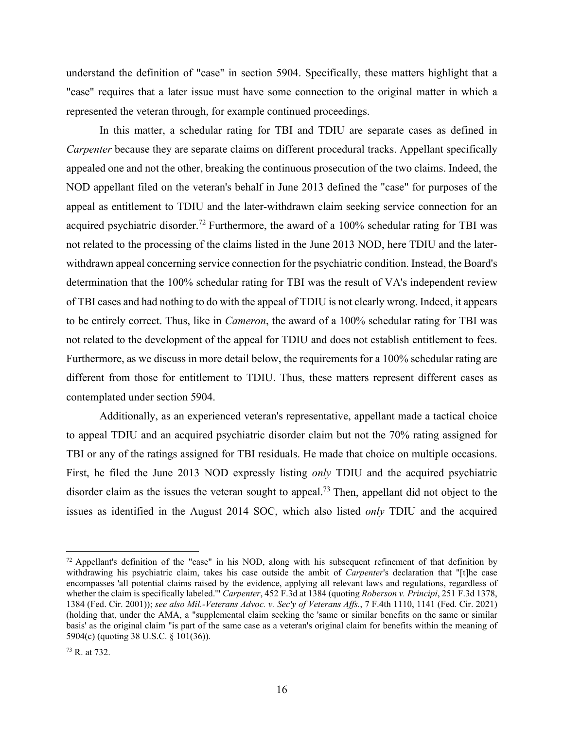understand the definition of "case" in section 5904. Specifically, these matters highlight that a "case" requires that a later issue must have some connection to the original matter in which a represented the veteran through, for example continued proceedings.

In this matter, a schedular rating for TBI and TDIU are separate cases as defined in *Carpenter* because they are separate claims on different procedural tracks. Appellant specifically appealed one and not the other, breaking the continuous prosecution of the two claims. Indeed, the NOD appellant filed on the veteran's behalf in June 2013 defined the "case" for purposes of the appeal as entitlement to TDIU and the later-withdrawn claim seeking service connection for an acquired psychiatric disorder.[72] Furthermore, the award of a 100% schedular rating for TBI was not related to the processing of the claims listed in the June 2013 NOD, here TDIU and the later-withdrawn appeal concerning service connection for the psychiatric condition. Instead, the Board's determination that the 100% schedular rating for TBI was the result of VA's independent review of TBI cases and had nothing to do with the appeal of TDIU is not clearly wrong. Indeed, it appears to be entirely correct. Thus, like in *Cameron*, the award of a 100% schedular rating for TBI was not related to the development of the appeal for TDIU and does not establish entitlement to fees. Furthermore, as we discuss in more detail below, the requirements for a 100% schedular rating are different from those for entitlement to TDIU. Thus, these matters represent different cases as contemplated under section 5904.

Additionally, as an experienced veteran's representative, appellant made a tactical choice to appeal TDIU and an acquired psychiatric disorder claim but not the 70% rating assigned for TBI or any of the ratings assigned for TBI residuals. He made that choice on multiple occasions. First, he filed the June 2013 NOD expressly listing *only* TDIU and the acquired psychiatric disorder claim as the issues the veteran sought to appeal.[73] Then, appellant did not object to the issues as identified in the August 2014 SOC, which also listed *only* TDIU and the acquired

---

[72] Appellant's definition of the "case" in his NOD, along with his subsequent refinement of that definition by withdrawing his psychiatric claim, takes his case outside the ambit of *Carpenter*'s declaration that "[t]he case encompasses 'all potential claims raised by the evidence, applying all relevant laws and regulations, regardless of whether the claim is specifically labeled.'" *Carpenter*, 452 F.3d at 1384 (quoting *Roberson v. Principi*, 251 F.3d 1378, 1384 (Fed. Cir. 2001)); *see also Mil.-Veterans Advoc. v. Sec'y of Veterans Affs.*, 7 F.4th 1110, 1141 (Fed. Cir. 2021) (holding that, under the AMA, a "supplemental claim seeking the 'same or similar benefits on the same or similar basis' as the original claim "is part of the same case as a veteran's original claim for benefits within the meaning of 5904(c) (quoting 38 U.S.C. § 101(36)).

[73] R. at 732.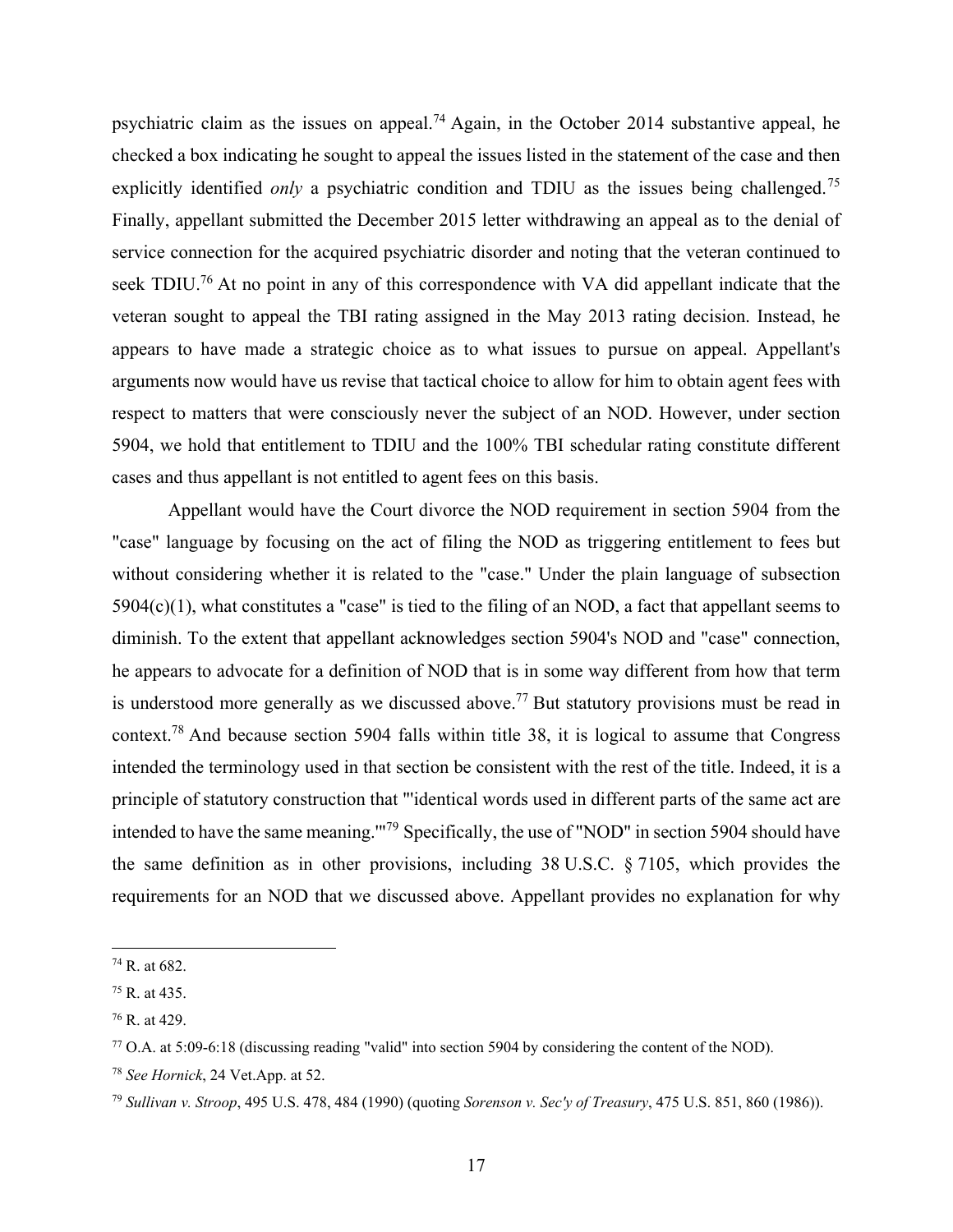psychiatric claim as the issues on appeal.[74] Again, in the October 2014 substantive appeal, he checked a box indicating he sought to appeal the issues listed in the statement of the case and then explicitly identified *only* a psychiatric condition and TDIU as the issues being challenged.[75] Finally, appellant submitted the December 2015 letter withdrawing an appeal as to the denial of service connection for the acquired psychiatric disorder and noting that the veteran continued to seek TDIU.[76] At no point in any of this correspondence with VA did appellant indicate that the veteran sought to appeal the TBI rating assigned in the May 2013 rating decision. Instead, he appears to have made a strategic choice as to what issues to pursue on appeal. Appellant's arguments now would have us revise that tactical choice to allow for him to obtain agent fees with respect to matters that were consciously never the subject of an NOD. However, under section 5904, we hold that entitlement to TDIU and the 100% TBI schedular rating constitute different cases and thus appellant is not entitled to agent fees on this basis.

Appellant would have the Court divorce the NOD requirement in section 5904 from the "case" language by focusing on the act of filing the NOD as triggering entitlement to fees but without considering whether it is related to the "case." Under the plain language of subsection 5904(c)(1), what constitutes a "case" is tied to the filing of an NOD, a fact that appellant seems to diminish. To the extent that appellant acknowledges section 5904's NOD and "case" connection, he appears to advocate for a definition of NOD that is in some way different from how that term is understood more generally as we discussed above.[77] But statutory provisions must be read in context.[78] And because section 5904 falls within title 38, it is logical to assume that Congress intended the terminology used in that section be consistent with the rest of the title. Indeed, it is a principle of statutory construction that "'identical words used in different parts of the same act are intended to have the same meaning.'"[79] Specifically, the use of "NOD" in section 5904 should have the same definition as in other provisions, including 38 U.S.C. § 7105, which provides the requirements for an NOD that we discussed above. Appellant provides no explanation for why

---

[74] R. at 682.

[75] R. at 435.

[76] R. at 429.

[77] O.A. at 5:09-6:18 (discussing reading "valid" into section 5904 by considering the content of the NOD).

[78] *See Hornick*, 24 Vet.App. at 52.

[79] *Sullivan v. Stroop*, 495 U.S. 478, 484 (1990) (quoting *Sorenson v. Sec'y of Treasury*, 475 U.S. 851, 860 (1986)).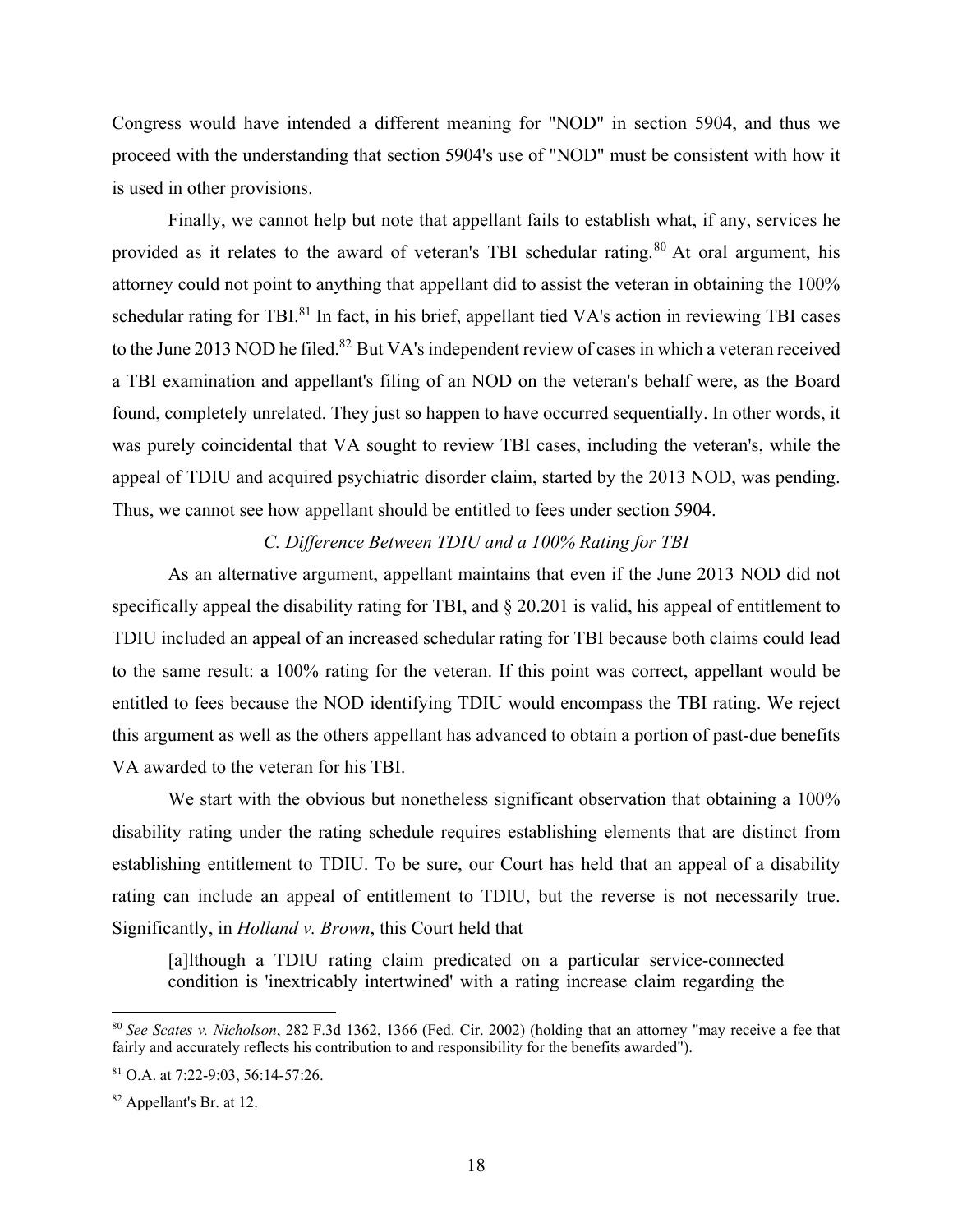Congress would have intended a different meaning for "NOD" in section 5904, and thus we proceed with the understanding that section 5904's use of "NOD" must be consistent with how it is used in other provisions.

Finally, we cannot help but note that appellant fails to establish what, if any, services he provided as it relates to the award of veteran's TBI schedular rating.[80] At oral argument, his attorney could not point to anything that appellant did to assist the veteran in obtaining the 100% schedular rating for TBI.[81] In fact, in his brief, appellant tied VA's action in reviewing TBI cases to the June 2013 NOD he filed.[82] But VA's independent review of cases in which a veteran received a TBI examination and appellant's filing of an NOD on the veteran's behalf were, as the Board found, completely unrelated. They just so happen to have occurred sequentially. In other words, it was purely coincidental that VA sought to review TBI cases, including the veteran's, while the appeal of TDIU and acquired psychiatric disorder claim, started by the 2013 NOD, was pending. Thus, we cannot see how appellant should be entitled to fees under section 5904.

*C. Difference Between TDIU and a 100% Rating for TBI*

As an alternative argument, appellant maintains that even if the June 2013 NOD did not specifically appeal the disability rating for TBI, and § 20.201 is valid, his appeal of entitlement to TDIU included an appeal of an increased schedular rating for TBI because both claims could lead to the same result: a 100% rating for the veteran. If this point was correct, appellant would be entitled to fees because the NOD identifying TDIU would encompass the TBI rating. We reject this argument as well as the others appellant has advanced to obtain a portion of past-due benefits VA awarded to the veteran for his TBI.

We start with the obvious but nonetheless significant observation that obtaining a 100% disability rating under the rating schedule requires establishing elements that are distinct from establishing entitlement to TDIU. To be sure, our Court has held that an appeal of a disability rating can include an appeal of entitlement to TDIU, but the reverse is not necessarily true. Significantly, in *Holland v. Brown*, this Court held that

> [a]lthough a TDIU rating claim predicated on a particular service-connected condition is 'inextricably intertwined' with a rating increase claim regarding the

---

[80] *See Scates v. Nicholson*, 282 F.3d 1362, 1366 (Fed. Cir. 2002) (holding that an attorney "may receive a fee that fairly and accurately reflects his contribution to and responsibility for the benefits awarded").

[81] O.A. at 7:22-9:03, 56:14-57:26.

[82] Appellant's Br. at 12.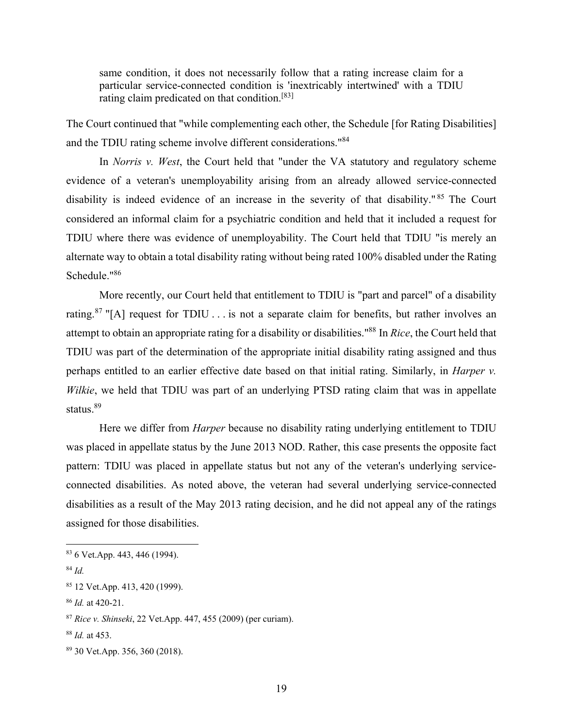> same condition, it does not necessarily follow that a rating increase claim for a particular service-connected condition is 'inextricably intertwined' with a TDIU rating claim predicated on that condition.[83]

The Court continued that "while complementing each other, the Schedule [for Rating Disabilities] and the TDIU rating scheme involve different considerations."[84]

In *Norris v. West*, the Court held that "under the VA statutory and regulatory scheme evidence of a veteran's unemployability arising from an already allowed service-connected disability is indeed evidence of an increase in the severity of that disability."[85] The Court considered an informal claim for a psychiatric condition and held that it included a request for TDIU where there was evidence of unemployability. The Court held that TDIU "is merely an alternate way to obtain a total disability rating without being rated 100% disabled under the Rating Schedule."[86]

More recently, our Court held that entitlement to TDIU is "part and parcel" of a disability rating.[87] "[A] request for TDIU . . . is not a separate claim for benefits, but rather involves an attempt to obtain an appropriate rating for a disability or disabilities."[88] In *Rice*, the Court held that TDIU was part of the determination of the appropriate initial disability rating assigned and thus perhaps entitled to an earlier effective date based on that initial rating. Similarly, in *Harper v. Wilkie*, we held that TDIU was part of an underlying PTSD rating claim that was in appellate status.[89]

Here we differ from *Harper* because no disability rating underlying entitlement to TDIU was placed in appellate status by the June 2013 NOD. Rather, this case presents the opposite fact pattern: TDIU was placed in appellate status but not any of the veteran's underlying service-connected disabilities. As noted above, the veteran had several underlying service-connected disabilities as a result of the May 2013 rating decision, and he did not appeal any of the ratings assigned for those disabilities.

---

[83] 6 Vet.App. 443, 446 (1994).

[84] *Id.*

[85] 12 Vet.App. 413, 420 (1999).

[86] *Id.* at 420-21.

[87] *Rice v. Shinseki*, 22 Vet.App. 447, 455 (2009) (per curiam).

[88] *Id.* at 453.

[89] 30 Vet.App. 356, 360 (2018).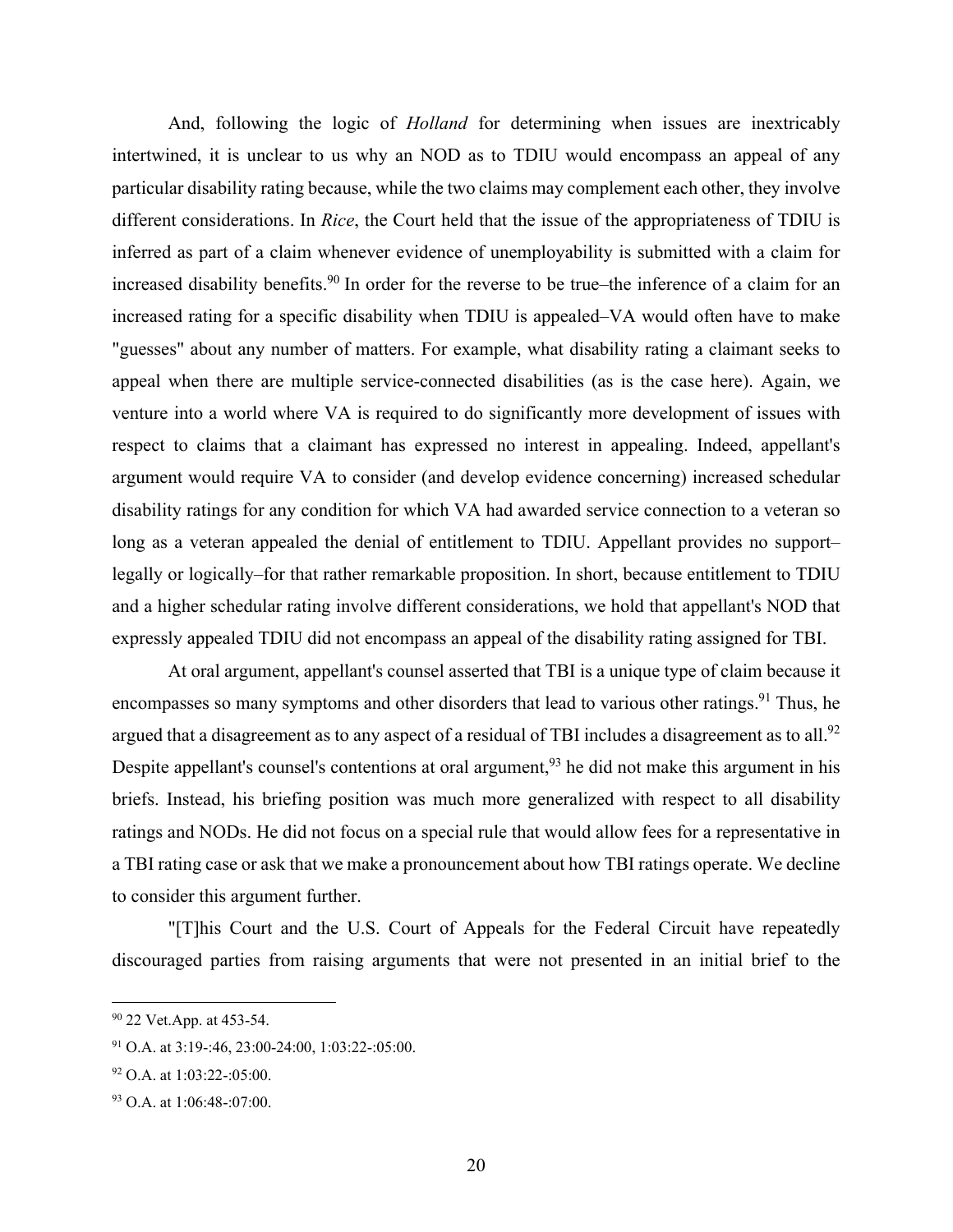And, following the logic of *Holland* for determining when issues are inextricably intertwined, it is unclear to us why an NOD as to TDIU would encompass an appeal of any particular disability rating because, while the two claims may complement each other, they involve different considerations. In *Rice*, the Court held that the issue of the appropriateness of TDIU is inferred as part of a claim whenever evidence of unemployability is submitted with a claim for increased disability benefits.[90] In order for the reverse to be true–the inference of a claim for an increased rating for a specific disability when TDIU is appealed–VA would often have to make "guesses" about any number of matters. For example, what disability rating a claimant seeks to appeal when there are multiple service-connected disabilities (as is the case here). Again, we venture into a world where VA is required to do significantly more development of issues with respect to claims that a claimant has expressed no interest in appealing. Indeed, appellant's argument would require VA to consider (and develop evidence concerning) increased schedular disability ratings for any condition for which VA had awarded service connection to a veteran so long as a veteran appealed the denial of entitlement to TDIU. Appellant provides no support–legally or logically–for that rather remarkable proposition. In short, because entitlement to TDIU and a higher schedular rating involve different considerations, we hold that appellant's NOD that expressly appealed TDIU did not encompass an appeal of the disability rating assigned for TBI.

At oral argument, appellant's counsel asserted that TBI is a unique type of claim because it encompasses so many symptoms and other disorders that lead to various other ratings.[91] Thus, he argued that a disagreement as to any aspect of a residual of TBI includes a disagreement as to all.[92] Despite appellant's counsel's contentions at oral argument,[93] he did not make this argument in his briefs. Instead, his briefing position was much more generalized with respect to all disability ratings and NODs. He did not focus on a special rule that would allow fees for a representative in a TBI rating case or ask that we make a pronouncement about how TBI ratings operate. We decline to consider this argument further.

"[T]his Court and the U.S. Court of Appeals for the Federal Circuit have repeatedly discouraged parties from raising arguments that were not presented in an initial brief to the

---

[90] 22 Vet.App. at 453-54.

[91] O.A. at 3:19-:46, 23:00-24:00, 1:03:22-:05:00.

[92] O.A. at 1:03:22-:05:00.

[93] O.A. at 1:06:48-:07:00.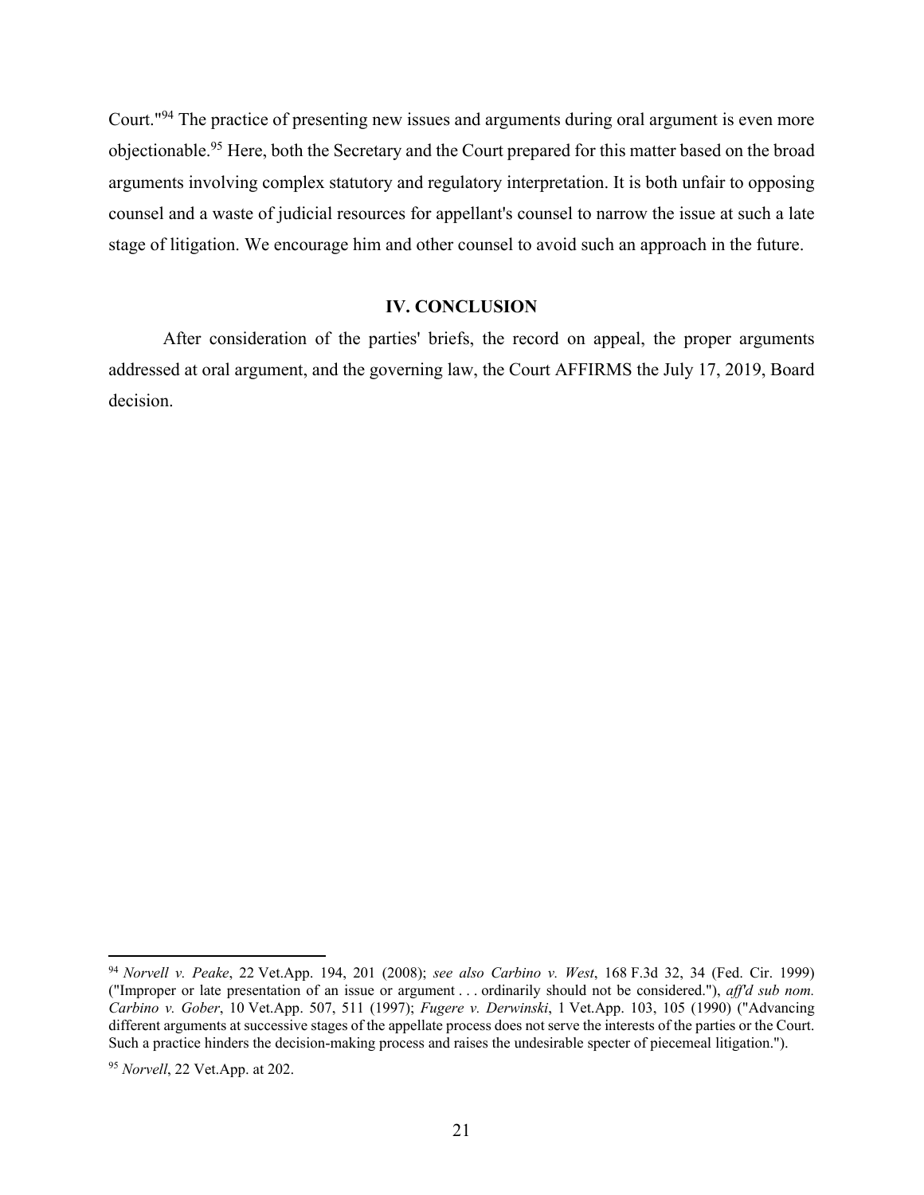Court."[94] The practice of presenting new issues and arguments during oral argument is even more objectionable.[95] Here, both the Secretary and the Court prepared for this matter based on the broad arguments involving complex statutory and regulatory interpretation. It is both unfair to opposing counsel and a waste of judicial resources for appellant's counsel to narrow the issue at such a late stage of litigation. We encourage him and other counsel to avoid such an approach in the future.

## IV. CONCLUSION

After consideration of the parties' briefs, the record on appeal, the proper arguments addressed at oral argument, and the governing law, the Court AFFIRMS the July 17, 2019, Board decision.

---

[94] *Norvell v. Peake*, 22 Vet.App. 194, 201 (2008); *see also Carbino v. West*, 168 F.3d 32, 34 (Fed. Cir. 1999) ("Improper or late presentation of an issue or argument . . . ordinarily should not be considered."), *aff'd sub nom. Carbino v. Gober*, 10 Vet.App. 507, 511 (1997); *Fugere v. Derwinski*, 1 Vet.App. 103, 105 (1990) ("Advancing different arguments at successive stages of the appellate process does not serve the interests of the parties or the Court. Such a practice hinders the decision-making process and raises the undesirable specter of piecemeal litigation.").

[95] *Norvell*, 22 Vet.App. at 202.